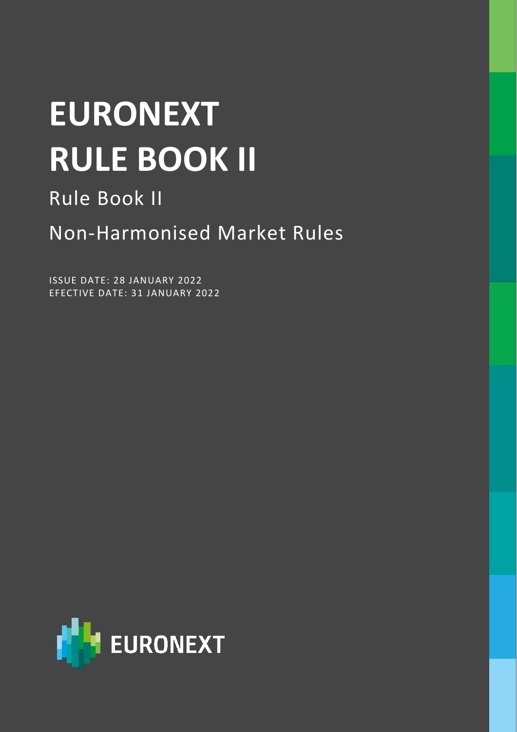# EURONEXT RULE BOOK II

## Rule Book II

## Non-Harmonised Market Rules

ISSUE DATE: 28 JANUARY 2022
EFECTIVE DATE: 31 JANUARY 2022

EURONEXT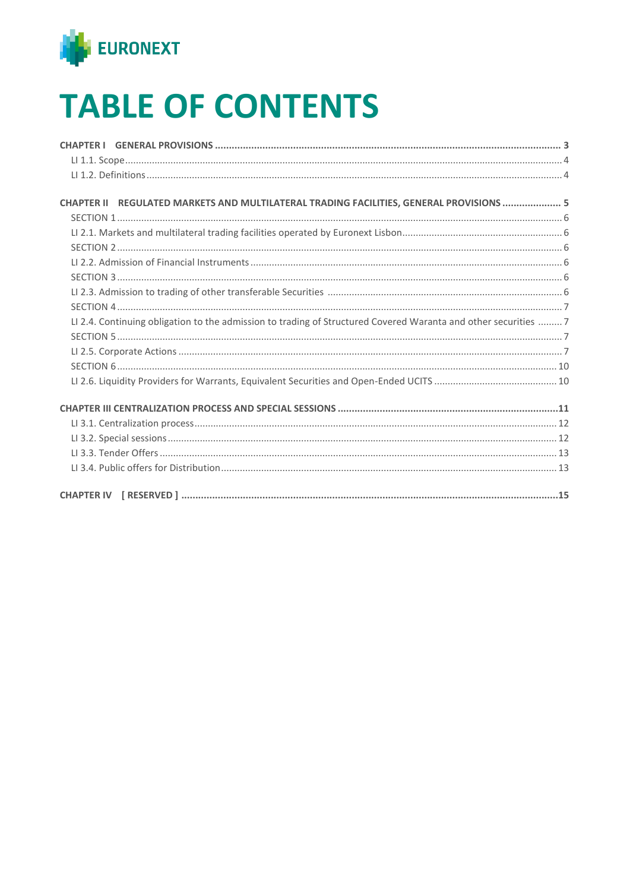# TABLE OF CONTENTS

**CHAPTER I GENERAL PROVISIONS** ..... 3

- LI 1.1. Scope ..... 4
- LI 1.2. Definitions ..... 4

**CHAPTER II REGULATED MARKETS AND MULTILATERAL TRADING FACILITIES, GENERAL PROVISIONS** ..... 5

- SECTION 1 ..... 6
- LI 2.1. Markets and multilateral trading facilities operated by Euronext Lisbon ..... 6
- SECTION 2 ..... 6
- LI 2.2. Admission of Financial Instruments ..... 6
- SECTION 3 ..... 6
- LI 2.3. Admission to trading of other transferable Securities ..... 6
- SECTION 4 ..... 7
- LI 2.4. Continuing obligation to the admission to trading of Structured Covered Waranta and other securities ..... 7
- SECTION 5 ..... 7
- LI 2.5. Corporate Actions ..... 7
- SECTION 6 ..... 10
- LI 2.6. Liquidity Providers for Warrants, Equivalent Securities and Open-Ended UCITS ..... 10

**CHAPTER III CENTRALIZATION PROCESS AND SPECIAL SESSIONS** ..... 11

- LI 3.1. Centralization process ..... 12
- LI 3.2. Special sessions ..... 12
- LI 3.3. Tender Offers ..... 13
- LI 3.4. Public offers for Distribution ..... 13

**CHAPTER IV [ RESERVED ]** ..... 15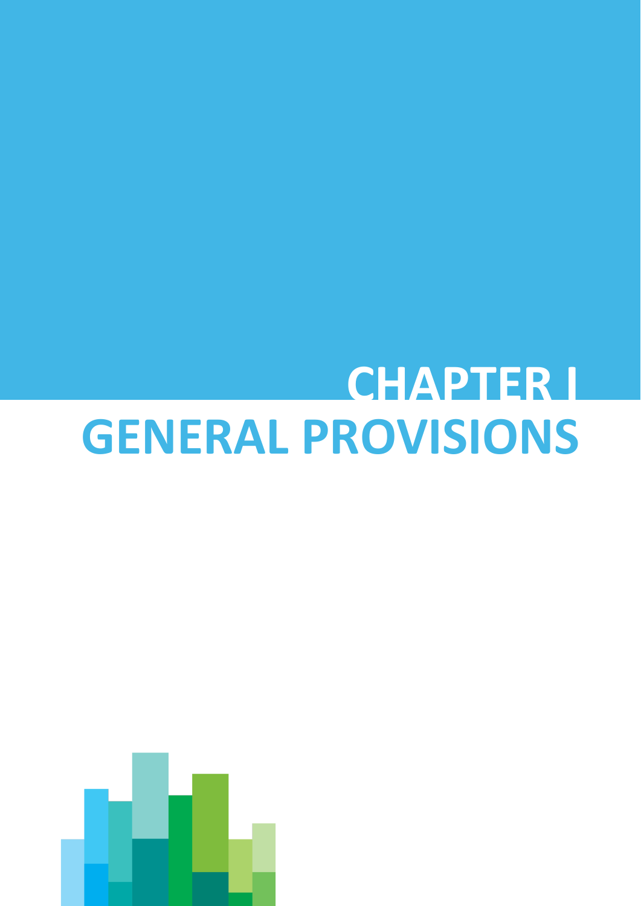# CHAPTER I
# GENERAL PROVISIONS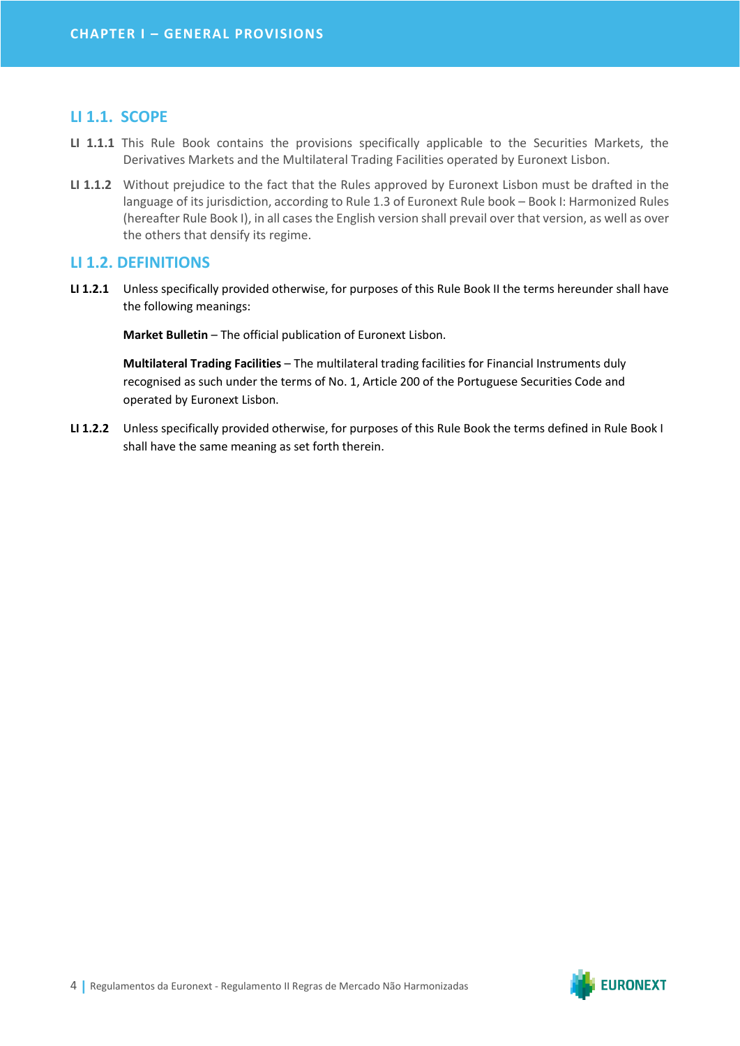## LI 1.1. SCOPE

**LI 1.1.1** This Rule Book contains the provisions specifically applicable to the Securities Markets, the Derivatives Markets and the Multilateral Trading Facilities operated by Euronext Lisbon.

**LI 1.1.2** Without prejudice to the fact that the Rules approved by Euronext Lisbon must be drafted in the language of its jurisdiction, according to Rule 1.3 of Euronext Rule book – Book I: Harmonized Rules (hereafter Rule Book I), in all cases the English version shall prevail over that version, as well as over the others that densify its regime.

## LI 1.2. DEFINITIONS

**LI 1.2.1** Unless specifically provided otherwise, for purposes of this Rule Book II the terms hereunder shall have the following meanings:

**Market Bulletin** – The official publication of Euronext Lisbon.

**Multilateral Trading Facilities** – The multilateral trading facilities for Financial Instruments duly recognised as such under the terms of No. 1, Article 200 of the Portuguese Securities Code and operated by Euronext Lisbon.

**LI 1.2.2** Unless specifically provided otherwise, for purposes of this Rule Book the terms defined in Rule Book I shall have the same meaning as set forth therein.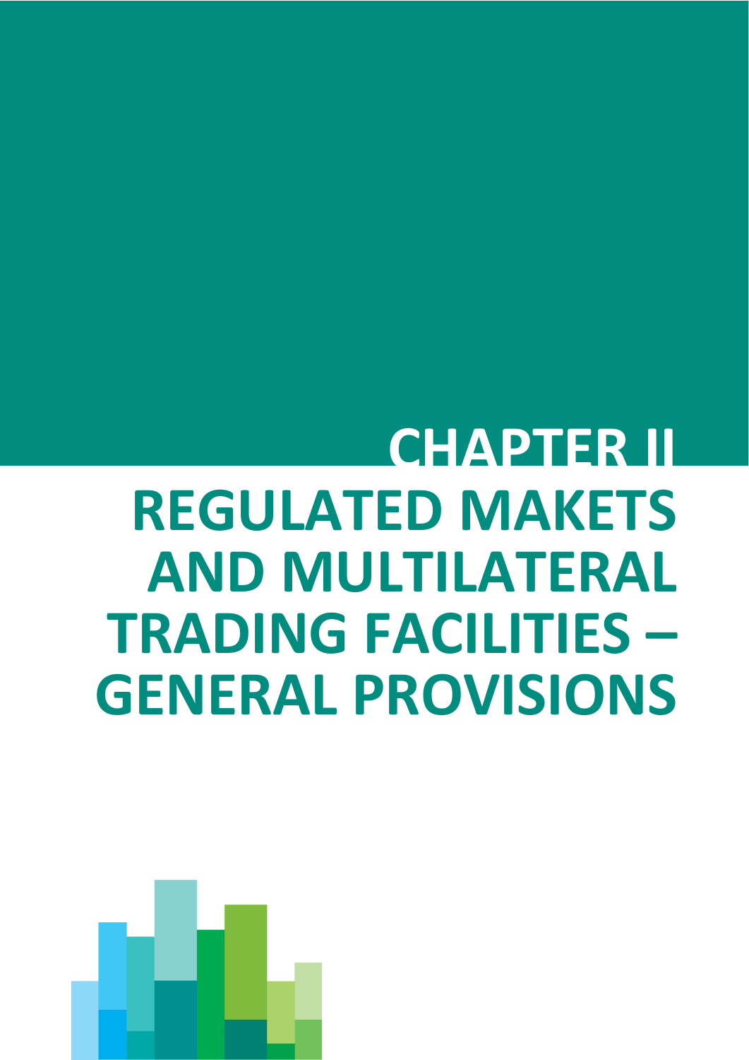# CHAPTER II REGULATED MAKETS AND MULTILATERAL TRADING FACILITIES – GENERAL PROVISIONS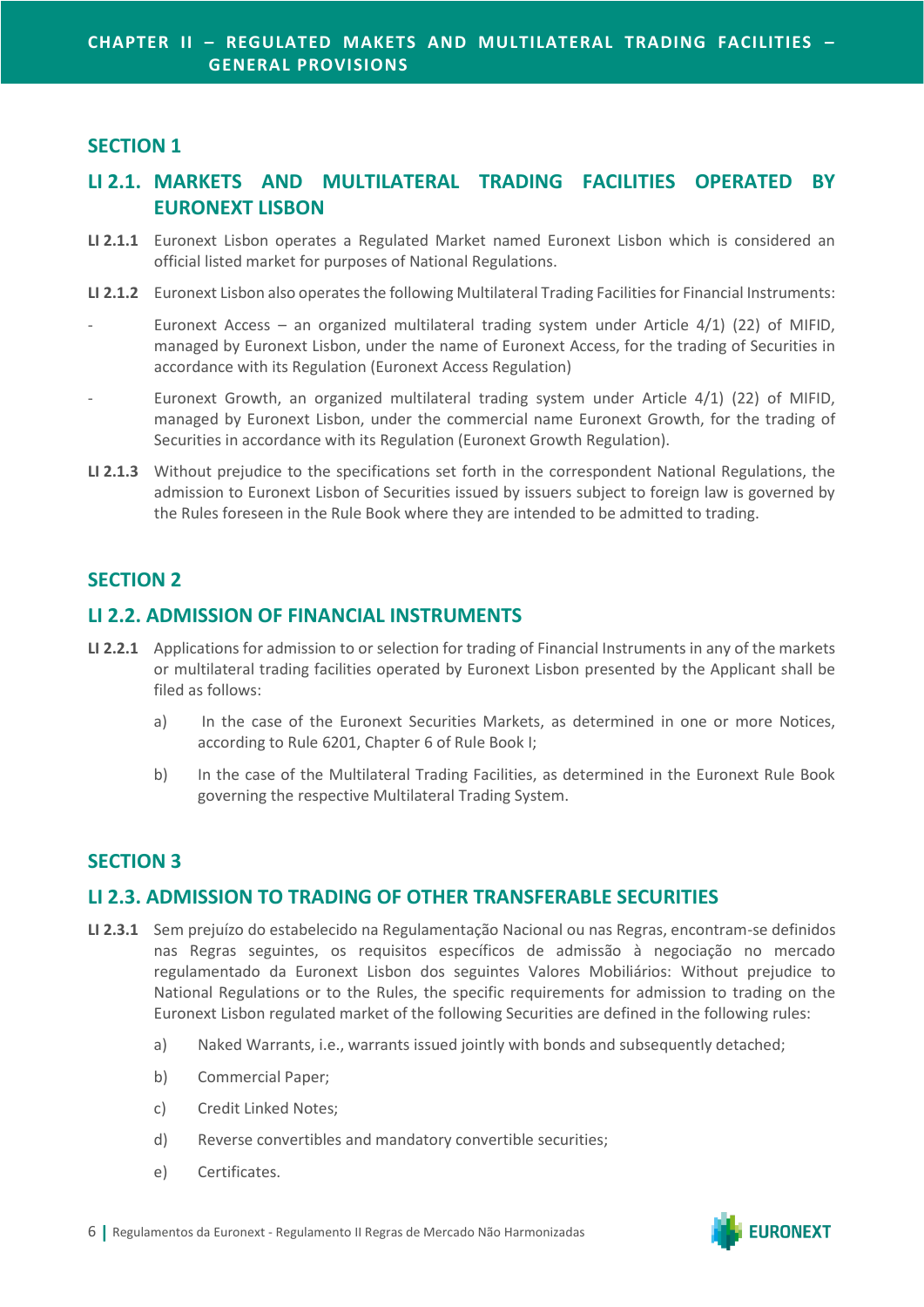# CHAPTER II – REGULATED MAKETS AND MULTILATERAL TRADING FACILITIES – GENERAL PROVISIONS

## SECTION 1

### LI 2.1. MARKETS AND MULTILATERAL TRADING FACILITIES OPERATED BY EURONEXT LISBON

**LI 2.1.1** Euronext Lisbon operates a Regulated Market named Euronext Lisbon which is considered an official listed market for purposes of National Regulations.

**LI 2.1.2** Euronext Lisbon also operates the following Multilateral Trading Facilities for Financial Instruments:

- Euronext Access – an organized multilateral trading system under Article 4/1) (22) of MIFID, managed by Euronext Lisbon, under the name of Euronext Access, for the trading of Securities in accordance with its Regulation (Euronext Access Regulation)
- Euronext Growth, an organized multilateral trading system under Article 4/1) (22) of MIFID, managed by Euronext Lisbon, under the commercial name Euronext Growth, for the trading of Securities in accordance with its Regulation (Euronext Growth Regulation).

**LI 2.1.3** Without prejudice to the specifications set forth in the correspondent National Regulations, the admission to Euronext Lisbon of Securities issued by issuers subject to foreign law is governed by the Rules foreseen in the Rule Book where they are intended to be admitted to trading.

## SECTION 2

### LI 2.2. ADMISSION OF FINANCIAL INSTRUMENTS

**LI 2.2.1** Applications for admission to or selection for trading of Financial Instruments in any of the markets or multilateral trading facilities operated by Euronext Lisbon presented by the Applicant shall be filed as follows:

a) In the case of the Euronext Securities Markets, as determined in one or more Notices, according to Rule 6201, Chapter 6 of Rule Book I;

b) In the case of the Multilateral Trading Facilities, as determined in the Euronext Rule Book governing the respective Multilateral Trading System.

## SECTION 3

### LI 2.3. ADMISSION TO TRADING OF OTHER TRANSFERABLE SECURITIES

**LI 2.3.1** Sem prejuízo do estabelecido na Regulamentação Nacional ou nas Regras, encontram-se definidos nas Regras seguintes, os requisitos específicos de admissão à negociação no mercado regulamentado da Euronext Lisbon dos seguintes Valores Mobiliários: Without prejudice to National Regulations or to the Rules, the specific requirements for admission to trading on the Euronext Lisbon regulated market of the following Securities are defined in the following rules:

a) Naked Warrants, i.e., warrants issued jointly with bonds and subsequently detached;

b) Commercial Paper;

c) Credit Linked Notes;

d) Reverse convertibles and mandatory convertible securities;

e) Certificates.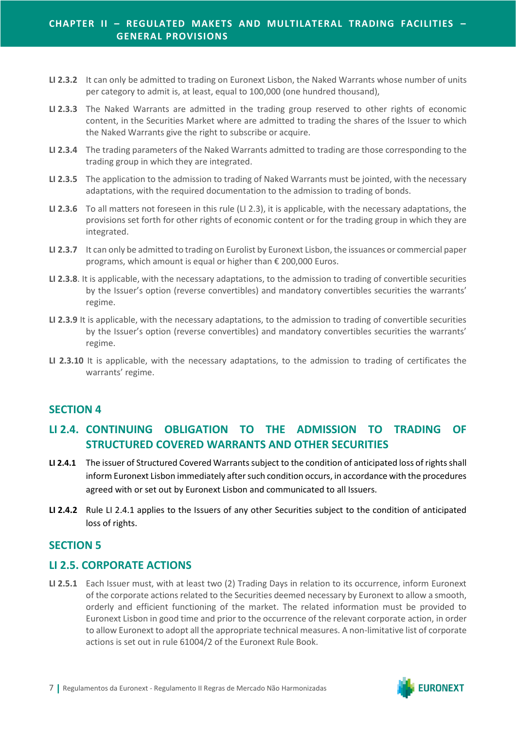**LI 2.3.2** It can only be admitted to trading on Euronext Lisbon, the Naked Warrants whose number of units per category to admit is, at least, equal to 100,000 (one hundred thousand),

**LI 2.3.3** The Naked Warrants are admitted in the trading group reserved to other rights of economic content, in the Securities Market where are admitted to trading the shares of the Issuer to which the Naked Warrants give the right to subscribe or acquire.

**LI 2.3.4** The trading parameters of the Naked Warrants admitted to trading are those corresponding to the trading group in which they are integrated.

**LI 2.3.5** The application to the admission to trading of Naked Warrants must be jointed, with the necessary adaptations, with the required documentation to the admission to trading of bonds.

**LI 2.3.6** To all matters not foreseen in this rule (LI 2.3), it is applicable, with the necessary adaptations, the provisions set forth for other rights of economic content or for the trading group in which they are integrated.

**LI 2.3.7** It can only be admitted to trading on Eurolist by Euronext Lisbon, the issuances or commercial paper programs, which amount is equal or higher than € 200,000 Euros.

**LI 2.3.8**. It is applicable, with the necessary adaptations, to the admission to trading of convertible securities by the Issuer's option (reverse convertibles) and mandatory convertibles securities the warrants' regime.

**LI 2.3.9** It is applicable, with the necessary adaptations, to the admission to trading of convertible securities by the Issuer's option (reverse convertibles) and mandatory convertibles securities the warrants' regime.

**LI 2.3.10** It is applicable, with the necessary adaptations, to the admission to trading of certificates the warrants' regime.

## SECTION 4

## LI 2.4. CONTINUING OBLIGATION TO THE ADMISSION TO TRADING OF STRUCTURED COVERED WARRANTS AND OTHER SECURITIES

**LI 2.4.1** The issuer of Structured Covered Warrants subject to the condition of anticipated loss of rights shall inform Euronext Lisbon immediately after such condition occurs, in accordance with the procedures agreed with or set out by Euronext Lisbon and communicated to all Issuers.

**LI 2.4.2** Rule LI 2.4.1 applies to the Issuers of any other Securities subject to the condition of anticipated loss of rights.

## SECTION 5

## LI 2.5. CORPORATE ACTIONS

**LI 2.5.1** Each Issuer must, with at least two (2) Trading Days in relation to its occurrence, inform Euronext of the corporate actions related to the Securities deemed necessary by Euronext to allow a smooth, orderly and efficient functioning of the market. The related information must be provided to Euronext Lisbon in good time and prior to the occurrence of the relevant corporate action, in order to allow Euronext to adopt all the appropriate technical measures. A non-limitative list of corporate actions is set out in rule 61004/2 of the Euronext Rule Book.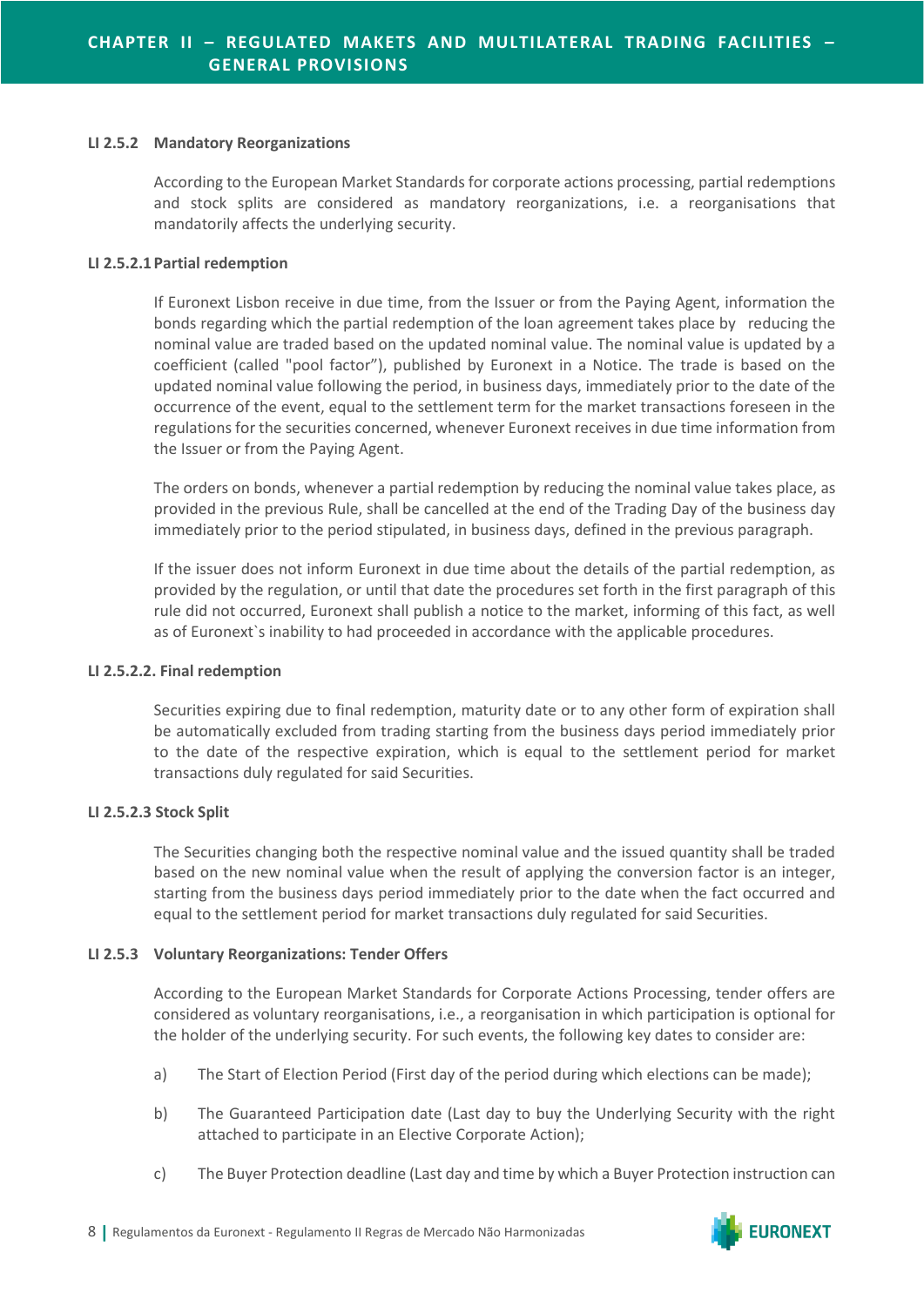#### LI 2.5.2 Mandatory Reorganizations

According to the European Market Standards for corporate actions processing, partial redemptions and stock splits are considered as mandatory reorganizations, i.e. a reorganisations that mandatorily affects the underlying security.

#### LI 2.5.2.1 Partial redemption

If Euronext Lisbon receive in due time, from the Issuer or from the Paying Agent, information the bonds regarding which the partial redemption of the loan agreement takes place by reducing the nominal value are traded based on the updated nominal value. The nominal value is updated by a coefficient (called "pool factor"), published by Euronext in a Notice. The trade is based on the updated nominal value following the period, in business days, immediately prior to the date of the occurrence of the event, equal to the settlement term for the market transactions foreseen in the regulations for the securities concerned, whenever Euronext receives in due time information from the Issuer or from the Paying Agent.

The orders on bonds, whenever a partial redemption by reducing the nominal value takes place, as provided in the previous Rule, shall be cancelled at the end of the Trading Day of the business day immediately prior to the period stipulated, in business days, defined in the previous paragraph.

If the issuer does not inform Euronext in due time about the details of the partial redemption, as provided by the regulation, or until that date the procedures set forth in the first paragraph of this rule did not occurred, Euronext shall publish a notice to the market, informing of this fact, as well as of Euronext`s inability to had proceeded in accordance with the applicable procedures.

#### LI 2.5.2.2. Final redemption

Securities expiring due to final redemption, maturity date or to any other form of expiration shall be automatically excluded from trading starting from the business days period immediately prior to the date of the respective expiration, which is equal to the settlement period for market transactions duly regulated for said Securities.

#### LI 2.5.2.3 Stock Split

The Securities changing both the respective nominal value and the issued quantity shall be traded based on the new nominal value when the result of applying the conversion factor is an integer, starting from the business days period immediately prior to the date when the fact occurred and equal to the settlement period for market transactions duly regulated for said Securities.

#### LI 2.5.3 Voluntary Reorganizations: Tender Offers

According to the European Market Standards for Corporate Actions Processing, tender offers are considered as voluntary reorganisations, i.e., a reorganisation in which participation is optional for the holder of the underlying security. For such events, the following key dates to consider are:

a) The Start of Election Period (First day of the period during which elections can be made);

b) The Guaranteed Participation date (Last day to buy the Underlying Security with the right attached to participate in an Elective Corporate Action);

c) The Buyer Protection deadline (Last day and time by which a Buyer Protection instruction can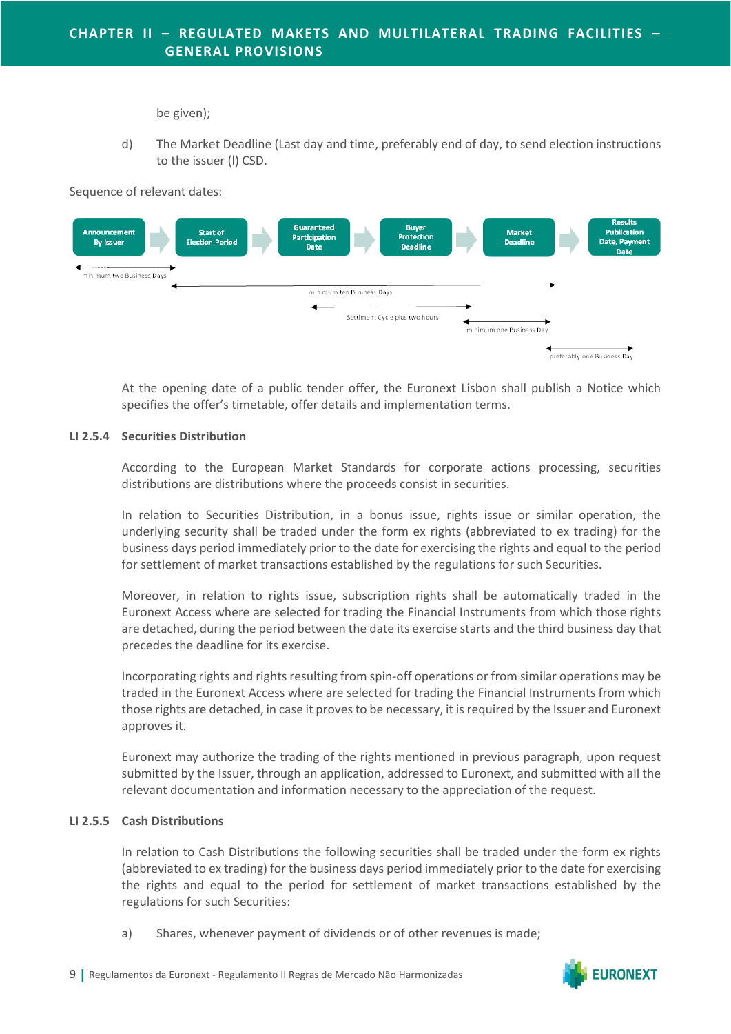be given);

d) The Market Deadline (Last day and time, preferably end of day, to send election instructions to the issuer (I) CSD.

Sequence of relevant dates:

Announcement By Issuer → Start of Election Period → Guaranteed Participation Date → Buyer Protection Deadline → Market Deadline → Results Publication Date, Payment Date

minimum two Business Days

minimum ten Business Days

Settlement Cycle plus two hours

minimum one Business Day

preferably one Business Day

At the opening date of a public tender offer, the Euronext Lisbon shall publish a Notice which specifies the offer's timetable, offer details and implementation terms.

#### LI 2.5.4 Securities Distribution

According to the European Market Standards for corporate actions processing, securities distributions are distributions where the proceeds consist in securities.

In relation to Securities Distribution, in a bonus issue, rights issue or similar operation, the underlying security shall be traded under the form ex rights (abbreviated to ex trading) for the business days period immediately prior to the date for exercising the rights and equal to the period for settlement of market transactions established by the regulations for such Securities.

Moreover, in relation to rights issue, subscription rights shall be automatically traded in the Euronext Access where are selected for trading the Financial Instruments from which those rights are detached, during the period between the date its exercise starts and the third business day that precedes the deadline for its exercise.

Incorporating rights and rights resulting from spin-off operations or from similar operations may be traded in the Euronext Access where are selected for trading the Financial Instruments from which those rights are detached, in case it proves to be necessary, it is required by the Issuer and Euronext approves it.

Euronext may authorize the trading of the rights mentioned in previous paragraph, upon request submitted by the Issuer, through an application, addressed to Euronext, and submitted with all the relevant documentation and information necessary to the appreciation of the request.

#### LI 2.5.5 Cash Distributions

In relation to Cash Distributions the following securities shall be traded under the form ex rights (abbreviated to ex trading) for the business days period immediately prior to the date for exercising the rights and equal to the period for settlement of market transactions established by the regulations for such Securities:

a) Shares, whenever payment of dividends or of other revenues is made;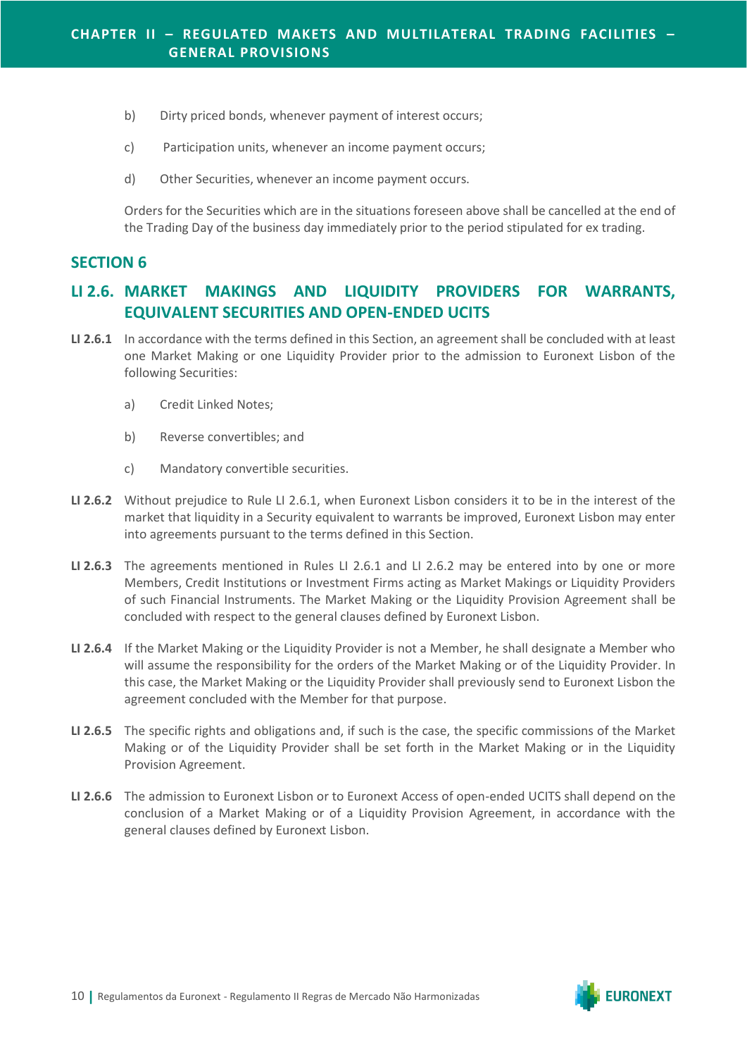b) Dirty priced bonds, whenever payment of interest occurs;

c) Participation units, whenever an income payment occurs;

d) Other Securities, whenever an income payment occurs.

Orders for the Securities which are in the situations foreseen above shall be cancelled at the end of the Trading Day of the business day immediately prior to the period stipulated for ex trading.

## SECTION 6

## LI 2.6. MARKET MAKINGS AND LIQUIDITY PROVIDERS FOR WARRANTS, EQUIVALENT SECURITIES AND OPEN-ENDED UCITS

**LI 2.6.1** In accordance with the terms defined in this Section, an agreement shall be concluded with at least one Market Making or one Liquidity Provider prior to the admission to Euronext Lisbon of the following Securities:

a) Credit Linked Notes;

b) Reverse convertibles; and

c) Mandatory convertible securities.

**LI 2.6.2** Without prejudice to Rule LI 2.6.1, when Euronext Lisbon considers it to be in the interest of the market that liquidity in a Security equivalent to warrants be improved, Euronext Lisbon may enter into agreements pursuant to the terms defined in this Section.

**LI 2.6.3** The agreements mentioned in Rules LI 2.6.1 and LI 2.6.2 may be entered into by one or more Members, Credit Institutions or Investment Firms acting as Market Makings or Liquidity Providers of such Financial Instruments. The Market Making or the Liquidity Provision Agreement shall be concluded with respect to the general clauses defined by Euronext Lisbon.

**LI 2.6.4** If the Market Making or the Liquidity Provider is not a Member, he shall designate a Member who will assume the responsibility for the orders of the Market Making or of the Liquidity Provider. In this case, the Market Making or the Liquidity Provider shall previously send to Euronext Lisbon the agreement concluded with the Member for that purpose.

**LI 2.6.5** The specific rights and obligations and, if such is the case, the specific commissions of the Market Making or of the Liquidity Provider shall be set forth in the Market Making or in the Liquidity Provision Agreement.

**LI 2.6.6** The admission to Euronext Lisbon or to Euronext Access of open-ended UCITS shall depend on the conclusion of a Market Making or of a Liquidity Provision Agreement, in accordance with the general clauses defined by Euronext Lisbon.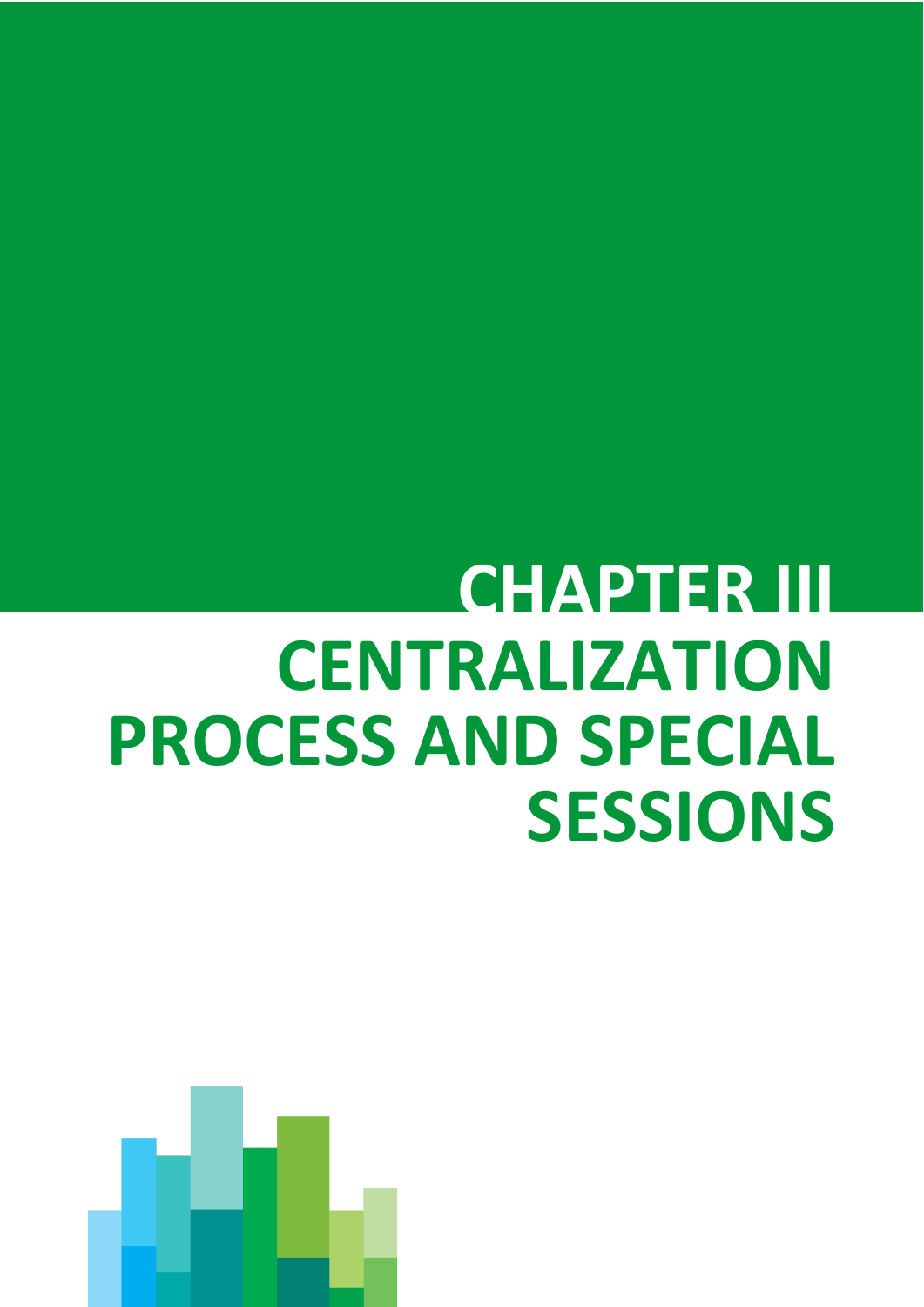# CHAPTER III
# CENTRALIZATION PROCESS AND SPECIAL SESSIONS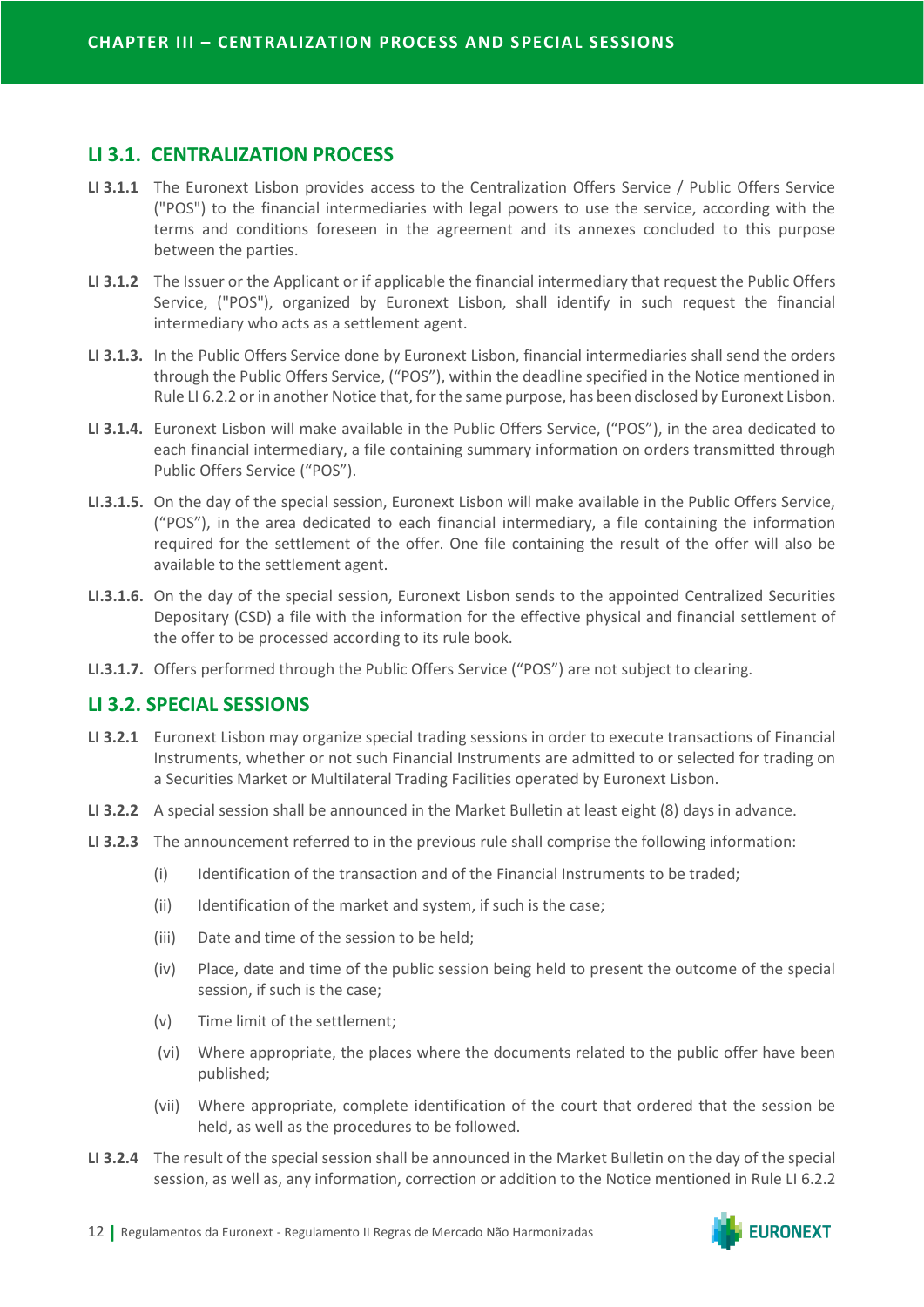# CHAPTER III – CENTRALIZATION PROCESS AND SPECIAL SESSIONS

## LI 3.1. CENTRALIZATION PROCESS

**LI 3.1.1** The Euronext Lisbon provides access to the Centralization Offers Service / Public Offers Service ("POS") to the financial intermediaries with legal powers to use the service, according with the terms and conditions foreseen in the agreement and its annexes concluded to this purpose between the parties.

**LI 3.1.2** The Issuer or the Applicant or if applicable the financial intermediary that request the Public Offers Service, ("POS"), organized by Euronext Lisbon, shall identify in such request the financial intermediary who acts as a settlement agent.

**LI 3.1.3.** In the Public Offers Service done by Euronext Lisbon, financial intermediaries shall send the orders through the Public Offers Service, ("POS"), within the deadline specified in the Notice mentioned in Rule LI 6.2.2 or in another Notice that, for the same purpose, has been disclosed by Euronext Lisbon.

**LI 3.1.4.** Euronext Lisbon will make available in the Public Offers Service, ("POS"), in the area dedicated to each financial intermediary, a file containing summary information on orders transmitted through Public Offers Service ("POS").

**LI.3.1.5.** On the day of the special session, Euronext Lisbon will make available in the Public Offers Service, ("POS"), in the area dedicated to each financial intermediary, a file containing the information required for the settlement of the offer. One file containing the result of the offer will also be available to the settlement agent.

**LI.3.1.6.** On the day of the special session, Euronext Lisbon sends to the appointed Centralized Securities Depositary (CSD) a file with the information for the effective physical and financial settlement of the offer to be processed according to its rule book.

**LI.3.1.7.** Offers performed through the Public Offers Service ("POS") are not subject to clearing.

## LI 3.2. SPECIAL SESSIONS

**LI 3.2.1** Euronext Lisbon may organize special trading sessions in order to execute transactions of Financial Instruments, whether or not such Financial Instruments are admitted to or selected for trading on a Securities Market or Multilateral Trading Facilities operated by Euronext Lisbon.

**LI 3.2.2** A special session shall be announced in the Market Bulletin at least eight (8) days in advance.

**LI 3.2.3** The announcement referred to in the previous rule shall comprise the following information:

(i) Identification of the transaction and of the Financial Instruments to be traded;

(ii) Identification of the market and system, if such is the case;

(iii) Date and time of the session to be held;

(iv) Place, date and time of the public session being held to present the outcome of the special session, if such is the case;

(v) Time limit of the settlement;

(vi) Where appropriate, the places where the documents related to the public offer have been published;

(vii) Where appropriate, complete identification of the court that ordered that the session be held, as well as the procedures to be followed.

**LI 3.2.4** The result of the special session shall be announced in the Market Bulletin on the day of the special session, as well as, any information, correction or addition to the Notice mentioned in Rule LI 6.2.2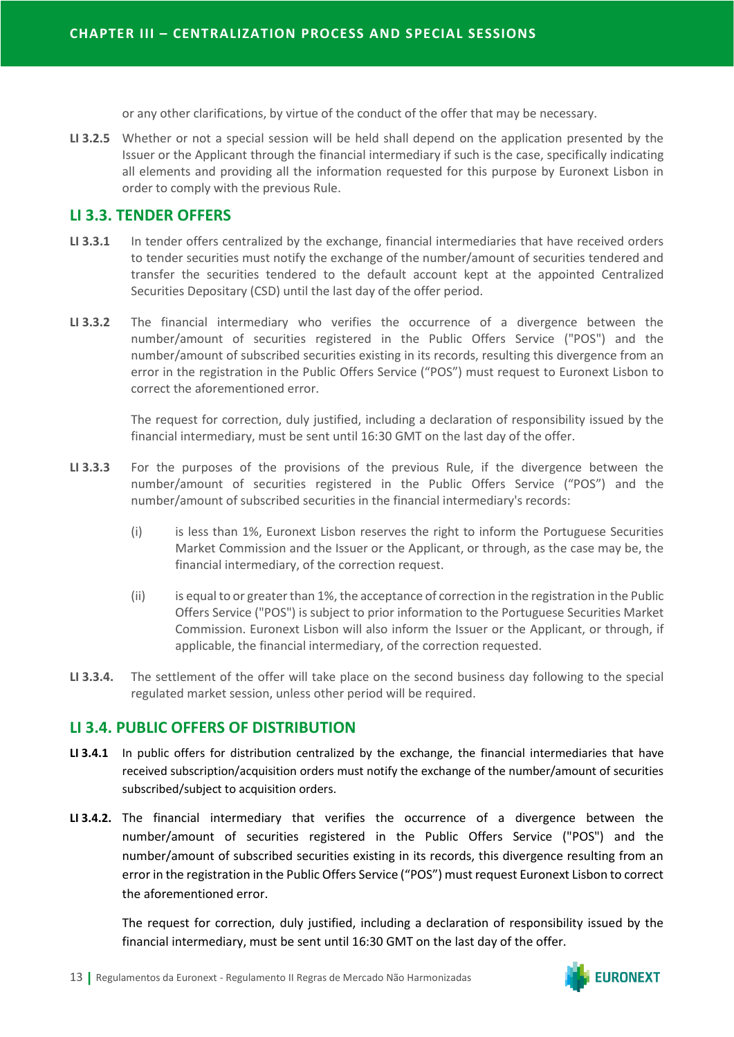or any other clarifications, by virtue of the conduct of the offer that may be necessary.

**LI 3.2.5** Whether or not a special session will be held shall depend on the application presented by the Issuer or the Applicant through the financial intermediary if such is the case, specifically indicating all elements and providing all the information requested for this purpose by Euronext Lisbon in order to comply with the previous Rule.

## LI 3.3. TENDER OFFERS

**LI 3.3.1** In tender offers centralized by the exchange, financial intermediaries that have received orders to tender securities must notify the exchange of the number/amount of securities tendered and transfer the securities tendered to the default account kept at the appointed Centralized Securities Depositary (CSD) until the last day of the offer period.

**LI 3.3.2** The financial intermediary who verifies the occurrence of a divergence between the number/amount of securities registered in the Public Offers Service ("POS") and the number/amount of subscribed securities existing in its records, resulting this divergence from an error in the registration in the Public Offers Service ("POS") must request to Euronext Lisbon to correct the aforementioned error.

The request for correction, duly justified, including a declaration of responsibility issued by the financial intermediary, must be sent until 16:30 GMT on the last day of the offer.

**LI 3.3.3** For the purposes of the provisions of the previous Rule, if the divergence between the number/amount of securities registered in the Public Offers Service ("POS") and the number/amount of subscribed securities in the financial intermediary's records:

(i) is less than 1%, Euronext Lisbon reserves the right to inform the Portuguese Securities Market Commission and the Issuer or the Applicant, or through, as the case may be, the financial intermediary, of the correction request.

(ii) is equal to or greater than 1%, the acceptance of correction in the registration in the Public Offers Service ("POS") is subject to prior information to the Portuguese Securities Market Commission. Euronext Lisbon will also inform the Issuer or the Applicant, or through, if applicable, the financial intermediary, of the correction requested.

**LI 3.3.4.** The settlement of the offer will take place on the second business day following to the special regulated market session, unless other period will be required.

## LI 3.4. PUBLIC OFFERS OF DISTRIBUTION

**LI 3.4.1** In public offers for distribution centralized by the exchange, the financial intermediaries that have received subscription/acquisition orders must notify the exchange of the number/amount of securities subscribed/subject to acquisition orders.

**LI 3.4.2.** The financial intermediary that verifies the occurrence of a divergence between the number/amount of securities registered in the Public Offers Service ("POS") and the number/amount of subscribed securities existing in its records, this divergence resulting from an error in the registration in the Public Offers Service ("POS") must request Euronext Lisbon to correct the aforementioned error.

The request for correction, duly justified, including a declaration of responsibility issued by the financial intermediary, must be sent until 16:30 GMT on the last day of the offer.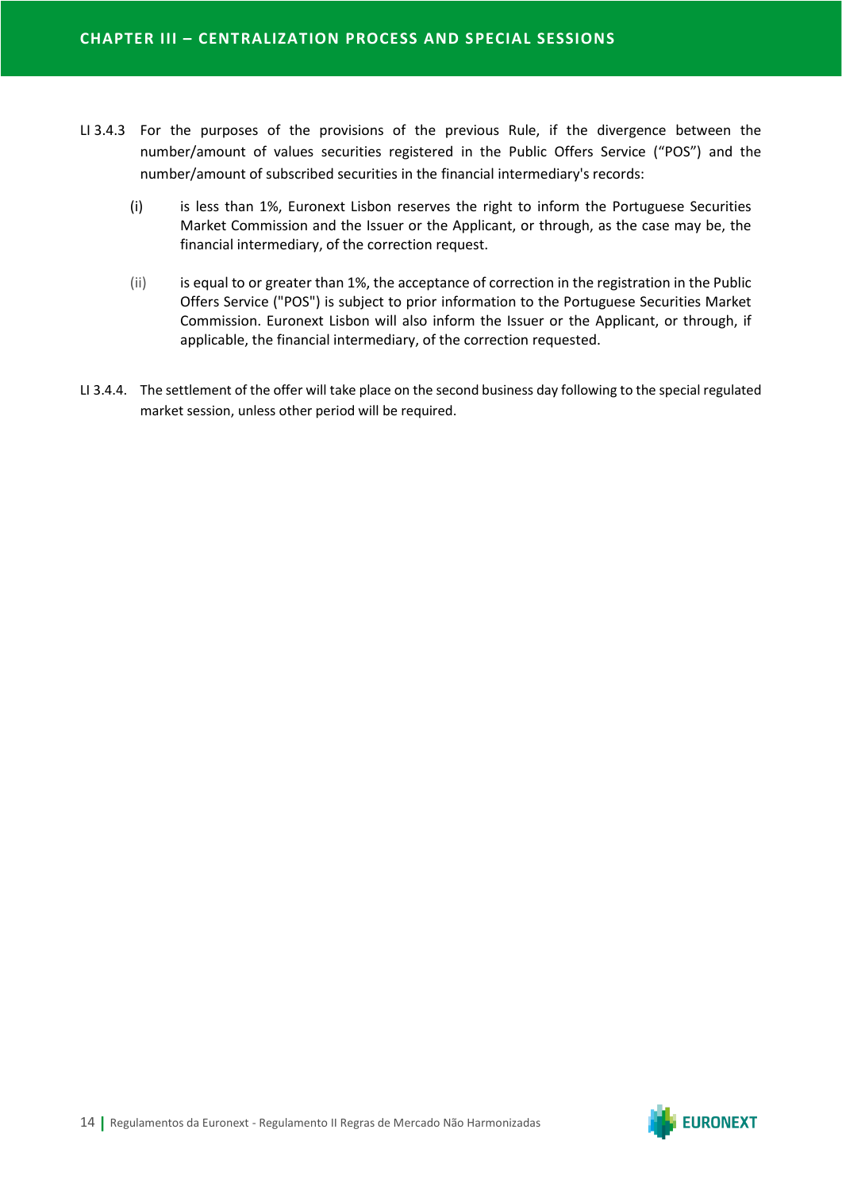LI 3.4.3 For the purposes of the provisions of the previous Rule, if the divergence between the number/amount of values securities registered in the Public Offers Service ("POS") and the number/amount of subscribed securities in the financial intermediary's records:

(i) is less than 1%, Euronext Lisbon reserves the right to inform the Portuguese Securities Market Commission and the Issuer or the Applicant, or through, as the case may be, the financial intermediary, of the correction request.

(ii) is equal to or greater than 1%, the acceptance of correction in the registration in the Public Offers Service ("POS") is subject to prior information to the Portuguese Securities Market Commission. Euronext Lisbon will also inform the Issuer or the Applicant, or through, if applicable, the financial intermediary, of the correction requested.

LI 3.4.4. The settlement of the offer will take place on the second business day following to the special regulated market session, unless other period will be required.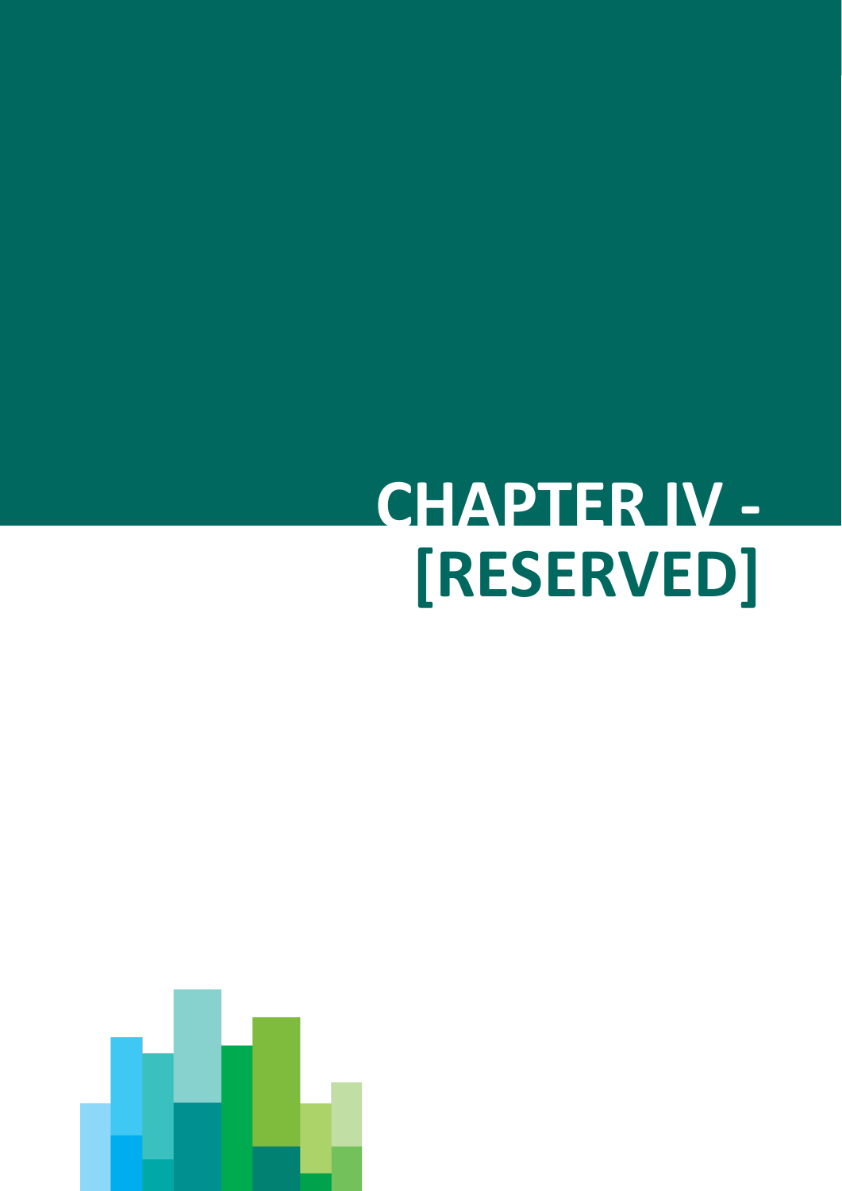# CHAPTER IV - [RESERVED]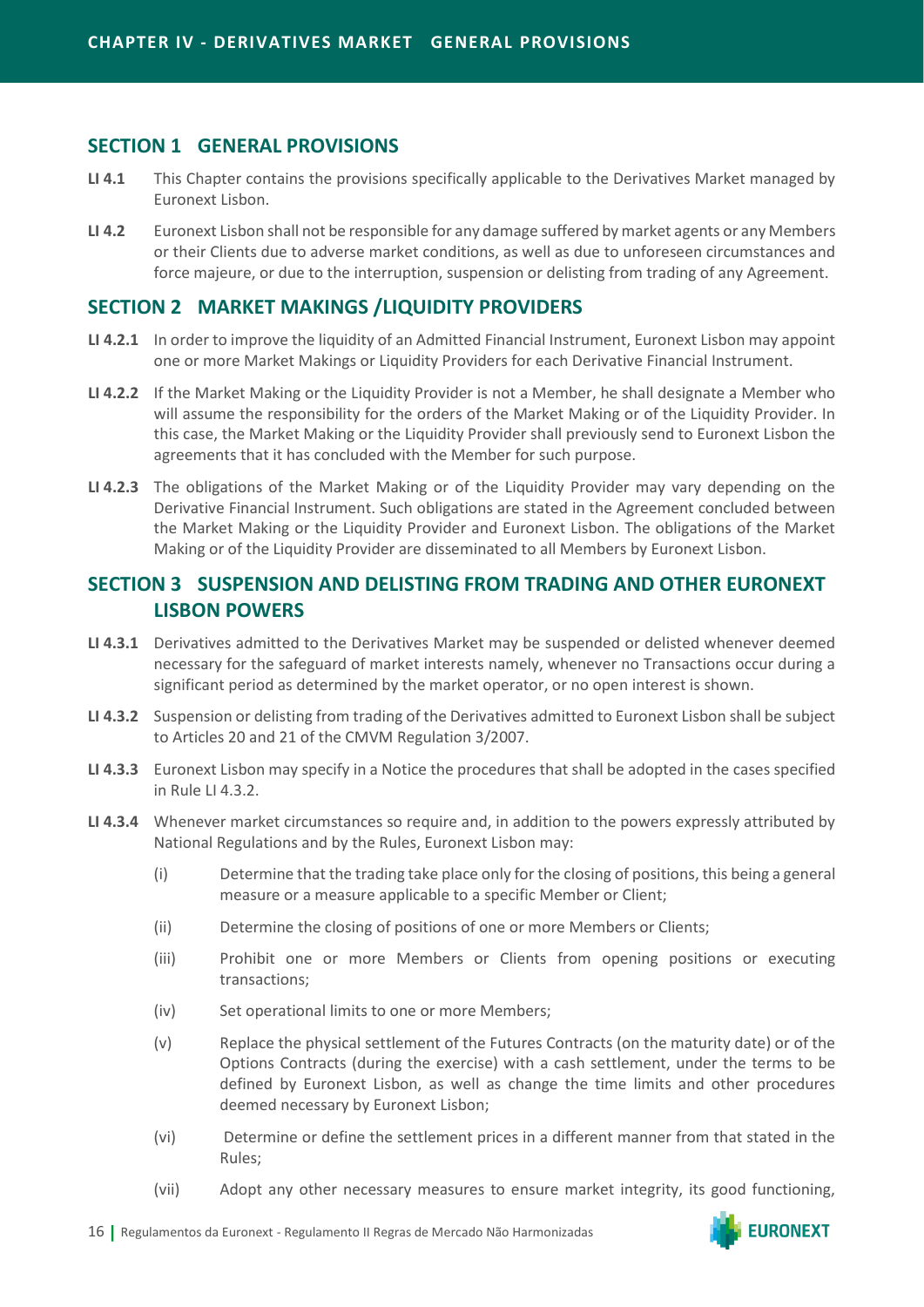## SECTION 1 GENERAL PROVISIONS

**LI 4.1** This Chapter contains the provisions specifically applicable to the Derivatives Market managed by Euronext Lisbon.

**LI 4.2** Euronext Lisbon shall not be responsible for any damage suffered by market agents or any Members or their Clients due to adverse market conditions, as well as due to unforeseen circumstances and force majeure, or due to the interruption, suspension or delisting from trading of any Agreement.

## SECTION 2 MARKET MAKINGS /LIQUIDITY PROVIDERS

**LI 4.2.1** In order to improve the liquidity of an Admitted Financial Instrument, Euronext Lisbon may appoint one or more Market Makings or Liquidity Providers for each Derivative Financial Instrument.

**LI 4.2.2** If the Market Making or the Liquidity Provider is not a Member, he shall designate a Member who will assume the responsibility for the orders of the Market Making or of the Liquidity Provider. In this case, the Market Making or the Liquidity Provider shall previously send to Euronext Lisbon the agreements that it has concluded with the Member for such purpose.

**LI 4.2.3** The obligations of the Market Making or of the Liquidity Provider may vary depending on the Derivative Financial Instrument. Such obligations are stated in the Agreement concluded between the Market Making or the Liquidity Provider and Euronext Lisbon. The obligations of the Market Making or of the Liquidity Provider are disseminated to all Members by Euronext Lisbon.

## SECTION 3 SUSPENSION AND DELISTING FROM TRADING AND OTHER EURONEXT LISBON POWERS

**LI 4.3.1** Derivatives admitted to the Derivatives Market may be suspended or delisted whenever deemed necessary for the safeguard of market interests namely, whenever no Transactions occur during a significant period as determined by the market operator, or no open interest is shown.

**LI 4.3.2** Suspension or delisting from trading of the Derivatives admitted to Euronext Lisbon shall be subject to Articles 20 and 21 of the CMVM Regulation 3/2007.

**LI 4.3.3** Euronext Lisbon may specify in a Notice the procedures that shall be adopted in the cases specified in Rule LI 4.3.2.

**LI 4.3.4** Whenever market circumstances so require and, in addition to the powers expressly attributed by National Regulations and by the Rules, Euronext Lisbon may:

(i) Determine that the trading take place only for the closing of positions, this being a general measure or a measure applicable to a specific Member or Client;

(ii) Determine the closing of positions of one or more Members or Clients;

(iii) Prohibit one or more Members or Clients from opening positions or executing transactions;

(iv) Set operational limits to one or more Members;

(v) Replace the physical settlement of the Futures Contracts (on the maturity date) or of the Options Contracts (during the exercise) with a cash settlement, under the terms to be defined by Euronext Lisbon, as well as change the time limits and other procedures deemed necessary by Euronext Lisbon;

(vi) Determine or define the settlement prices in a different manner from that stated in the Rules;

(vii) Adopt any other necessary measures to ensure market integrity, its good functioning,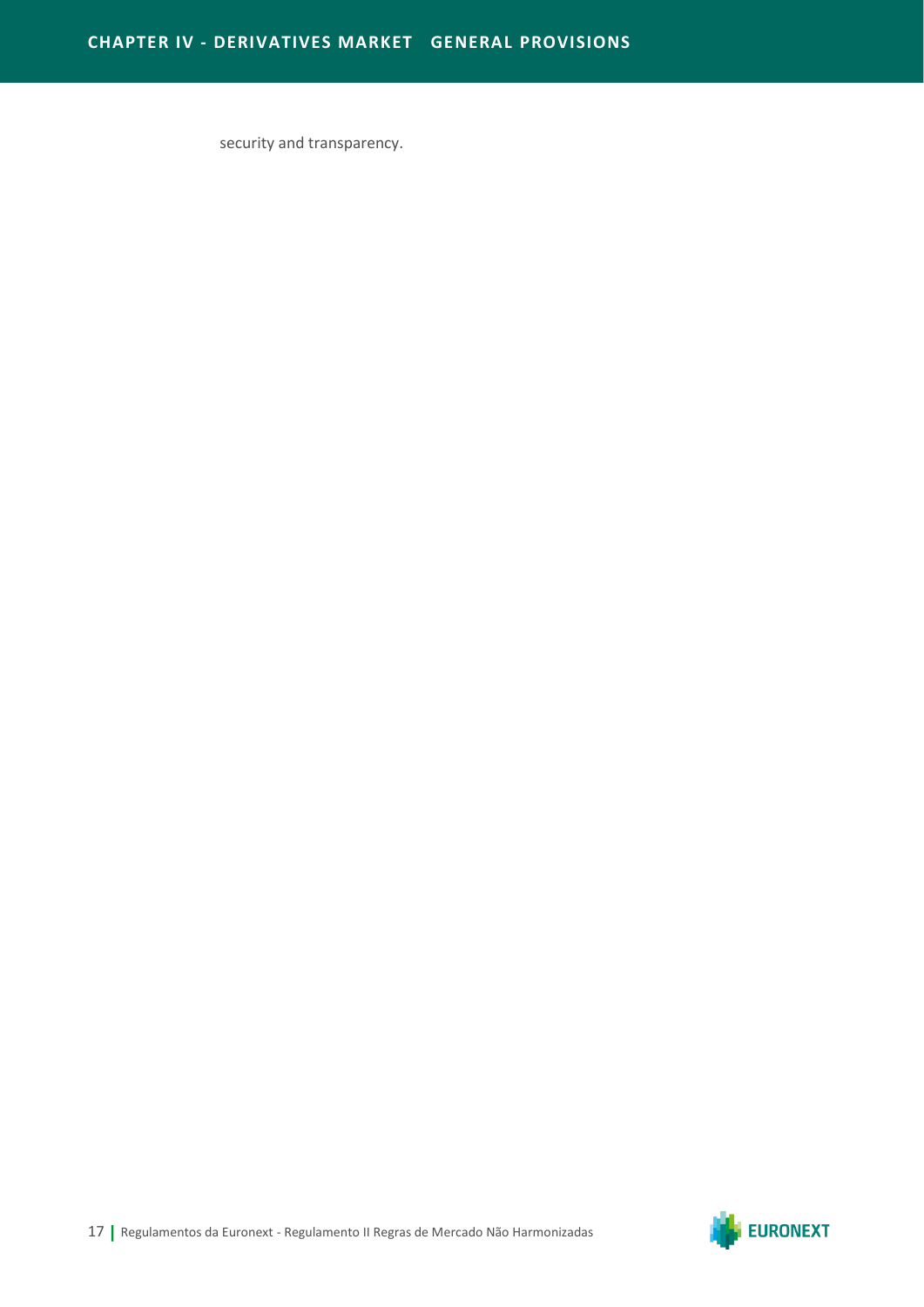security and transparency.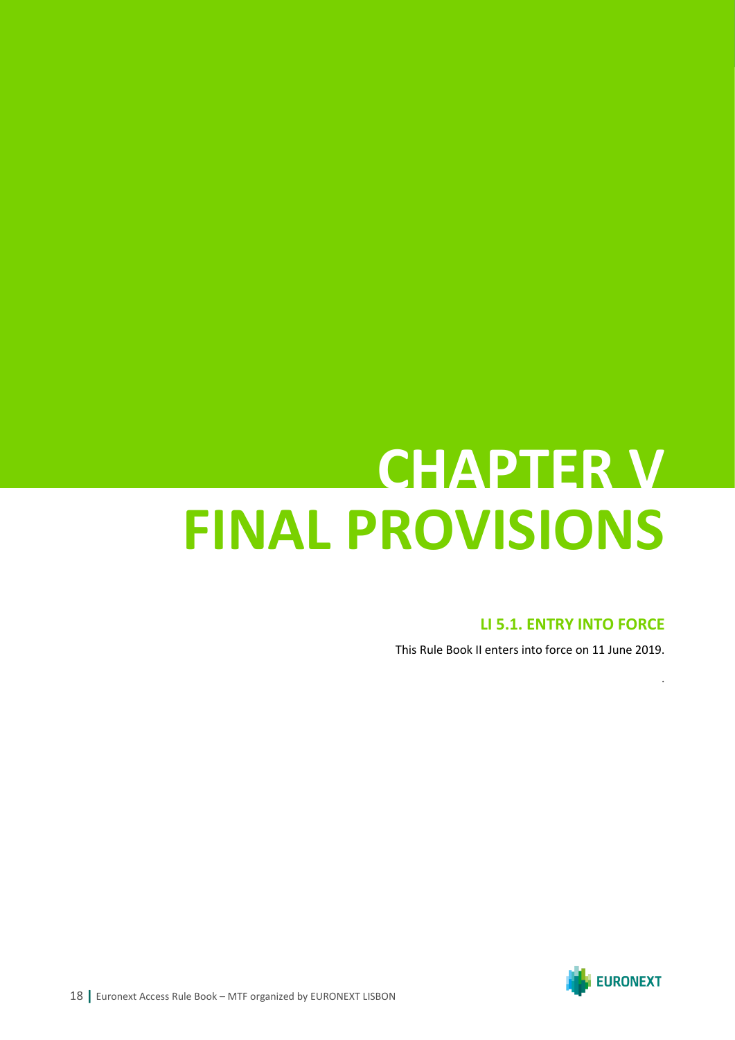# CHAPTER V FINAL PROVISIONS

## LI 5.1. ENTRY INTO FORCE

This Rule Book II enters into force on 11 June 2019.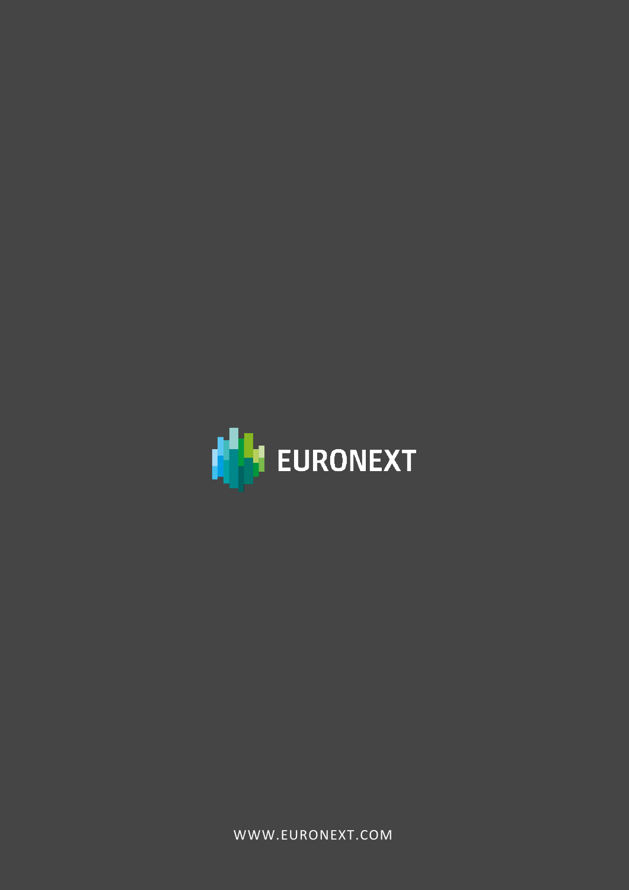EURONEXT

WWW.EURONEXT.COM